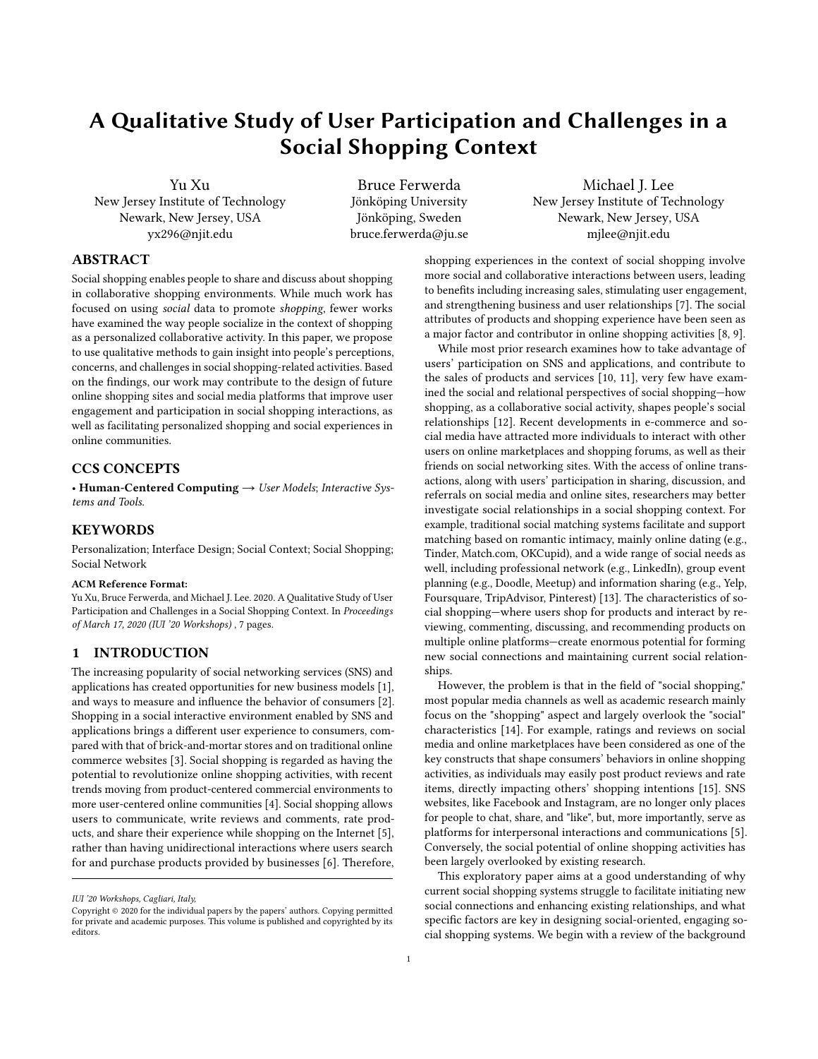# A Qualitative Study of User Participation and Challenges in a Social Shopping Context

Yu Xu
New Jersey Institute of Technology
Newark, New Jersey, USA
yx296@njit.edu

Bruce Ferwerda
Jönköping University
Jönköping, Sweden
bruce.ferwerda@ju.se

Michael J. Lee
New Jersey Institute of Technology
Newark, New Jersey, USA
mjlee@njit.edu

## ABSTRACT

Social shopping enables people to share and discuss about shopping in collaborative shopping environments. While much work has focused on using *social* data to promote *shopping*, fewer works have examined the way people socialize in the context of shopping as a personalized collaborative activity. In this paper, we propose to use qualitative methods to gain insight into people's perceptions, concerns, and challenges in social shopping-related activities. Based on the findings, our work may contribute to the design of future online shopping sites and social media platforms that improve user engagement and participation in social shopping interactions, as well as facilitating personalized shopping and social experiences in online communities.

## CCS CONCEPTS

• **Human-Centered Computing** → *User Models*; *Interactive Systems and Tools*.

## KEYWORDS

Personalization; Interface Design; Social Context; Social Shopping; Social Network

**ACM Reference Format:**
Yu Xu, Bruce Ferwerda, and Michael J. Lee. 2020. A Qualitative Study of User Participation and Challenges in a Social Shopping Context. In *Proceedings of March 17, 2020 (IUI '20 Workshops)*, 7 pages.

## 1 INTRODUCTION

The increasing popularity of social networking services (SNS) and applications has created opportunities for new business models [1], and ways to measure and influence the behavior of consumers [2]. Shopping in a social interactive environment enabled by SNS and applications brings a different user experience to consumers, compared with that of brick-and-mortar stores and on traditional online commerce websites [3]. Social shopping is regarded as having the potential to revolutionize online shopping activities, with recent trends moving from product-centered commercial environments to more user-centered online communities [4]. Social shopping allows users to communicate, write reviews and comments, rate products, and share their experience while shopping on the Internet [5], rather than having unidirectional interactions where users search for and purchase products provided by businesses [6]. Therefore, shopping experiences in the context of social shopping involve more social and collaborative interactions between users, leading to benefits including increasing sales, stimulating user engagement, and strengthening business and user relationships [7]. The social attributes of products and shopping experience have been seen as a major factor and contributor in online shopping activities [8, 9].

While most prior research examines how to take advantage of users' participation on SNS and applications, and contribute to the sales of products and services [10, 11], very few have examined the social and relational perspectives of social shopping—how shopping, as a collaborative social activity, shapes people's social relationships [12]. Recent developments in e-commerce and social media have attracted more individuals to interact with other users on online marketplaces and shopping forums, as well as their friends on social networking sites. With the access of online transactions, along with users' participation in sharing, discussion, and referrals on social media and online sites, researchers may better investigate social relationships in a social shopping context. For example, traditional social matching systems facilitate and support matching based on romantic intimacy, mainly online dating (e.g., Tinder, Match.com, OKCupid), and a wide range of social needs as well, including professional network (e.g., LinkedIn), group event planning (e.g., Doodle, Meetup) and information sharing (e.g., Yelp, Foursquare, TripAdvisor, Pinterest) [13]. The characteristics of social shopping—where users shop for products and interact by reviewing, commenting, discussing, and recommending products on multiple online platforms—create enormous potential for forming new social connections and maintaining current social relationships.

However, the problem is that in the field of "social shopping," most popular media channels as well as academic research mainly focus on the "shopping" aspect and largely overlook the "social" characteristics [14]. For example, ratings and reviews on social media and online marketplaces have been considered as one of the key constructs that shape consumers' behaviors in online shopping activities, as individuals may easily post product reviews and rate items, directly impacting others' shopping intentions [15]. SNS websites, like Facebook and Instagram, are no longer only places for people to chat, share, and "like", but, more importantly, serve as platforms for interpersonal interactions and communications [5]. Conversely, the social potential of online shopping activities has been largely overlooked by existing research.

This exploratory paper aims at a good understanding of why current social shopping systems struggle to facilitate initiating new social connections and enhancing existing relationships, and what specific factors are key in designing social-oriented, engaging social shopping systems. We begin with a review of the background

---

*IUI '20 Workshops, Cagliari, Italy,*
Copyright © 2020 for the individual papers by the papers' authors. Copying permitted for private and academic purposes. This volume is published and copyrighted by its editors.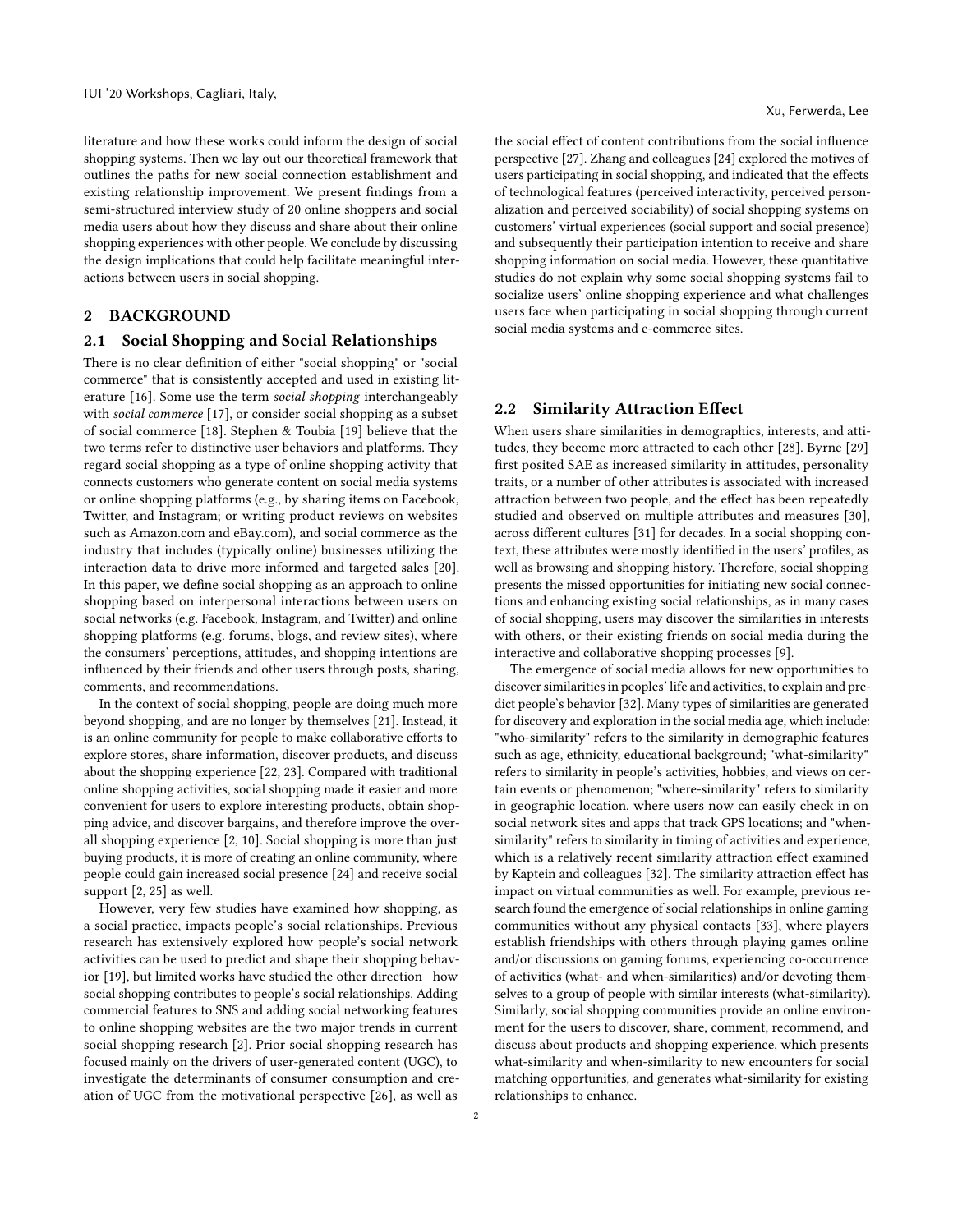literature and how these works could inform the design of social shopping systems. Then we lay out our theoretical framework that outlines the paths for new social connection establishment and existing relationship improvement. We present findings from a semi-structured interview study of 20 online shoppers and social media users about how they discuss and share about their online shopping experiences with other people. We conclude by discussing the design implications that could help facilitate meaningful interactions between users in social shopping.

## 2 BACKGROUND

### 2.1 Social Shopping and Social Relationships

There is no clear definition of either "social shopping" or "social commerce" that is consistently accepted and used in existing literature [16]. Some use the term *social shopping* interchangeably with *social commerce* [17], or consider social shopping as a subset of social commerce [18]. Stephen & Toubia [19] believe that the two terms refer to distinctive user behaviors and platforms. They regard social shopping as a type of online shopping activity that connects customers who generate content on social media systems or online shopping platforms (e.g., by sharing items on Facebook, Twitter, and Instagram; or writing product reviews on websites such as Amazon.com and eBay.com), and social commerce as the industry that includes (typically online) businesses utilizing the interaction data to drive more informed and targeted sales [20]. In this paper, we define social shopping as an approach to online shopping based on interpersonal interactions between users on social networks (e.g. Facebook, Instagram, and Twitter) and online shopping platforms (e.g. forums, blogs, and review sites), where the consumers' perceptions, attitudes, and shopping intentions are influenced by their friends and other users through posts, sharing, comments, and recommendations.

In the context of social shopping, people are doing much more beyond shopping, and are no longer by themselves [21]. Instead, it is an online community for people to make collaborative efforts to explore stores, share information, discover products, and discuss about the shopping experience [22, 23]. Compared with traditional online shopping activities, social shopping made it easier and more convenient for users to explore interesting products, obtain shopping advice, and discover bargains, and therefore improve the overall shopping experience [2, 10]. Social shopping is more than just buying products, it is more of creating an online community, where people could gain increased social presence [24] and receive social support [2, 25] as well.

However, very few studies have examined how shopping, as a social practice, impacts people's social relationships. Previous research has extensively explored how people's social network activities can be used to predict and shape their shopping behavior [19], but limited works have studied the other direction—how social shopping contributes to people's social relationships. Adding commercial features to SNS and adding social networking features to online shopping websites are the two major trends in current social shopping research [2]. Prior social shopping research has focused mainly on the drivers of user-generated content (UGC), to investigate the determinants of consumer consumption and creation of UGC from the motivational perspective [26], as well as the social effect of content contributions from the social influence perspective [27]. Zhang and colleagues [24] explored the motives of users participating in social shopping, and indicated that the effects of technological features (perceived interactivity, perceived personalization and perceived sociability) of social shopping systems on customers' virtual experiences (social support and social presence) and subsequently their participation intention to receive and share shopping information on social media. However, these quantitative studies do not explain why some social shopping systems fail to socialize users' online shopping experience and what challenges users face when participating in social shopping through current social media systems and e-commerce sites.

### 2.2 Similarity Attraction Effect

When users share similarities in demographics, interests, and attitudes, they become more attracted to each other [28]. Byrne [29] first posited SAE as increased similarity in attitudes, personality traits, or a number of other attributes is associated with increased attraction between two people, and the effect has been repeatedly studied and observed on multiple attributes and measures [30], across different cultures [31] for decades. In a social shopping context, these attributes were mostly identified in the users' profiles, as well as browsing and shopping history. Therefore, social shopping presents the missed opportunities for initiating new social connections and enhancing existing social relationships, as in many cases of social shopping, users may discover the similarities in interests with others, or their existing friends on social media during the interactive and collaborative shopping processes [9].

The emergence of social media allows for new opportunities to discover similarities in peoples' life and activities, to explain and predict people's behavior [32]. Many types of similarities are generated for discovery and exploration in the social media age, which include: "who-similarity" refers to the similarity in demographic features such as age, ethnicity, educational background; "what-similarity" refers to similarity in people's activities, hobbies, and views on certain events or phenomenon; "where-similarity" refers to similarity in geographic location, where users now can easily check in on social network sites and apps that track GPS locations; and "when-similarity" refers to similarity in timing of activities and experience, which is a relatively recent similarity attraction effect examined by Kaptein and colleagues [32]. The similarity attraction effect has impact on virtual communities as well. For example, previous research found the emergence of social relationships in online gaming communities without any physical contacts [33], where players establish friendships with others through playing games online and/or discussions on gaming forums, experiencing co-occurrence of activities (what- and when-similarities) and/or devoting themselves to a group of people with similar interests (what-similarity). Similarly, social shopping communities provide an online environment for the users to discover, share, comment, recommend, and discuss about products and shopping experience, which presents what-similarity and when-similarity to new encounters for social matching opportunities, and generates what-similarity for existing relationships to enhance.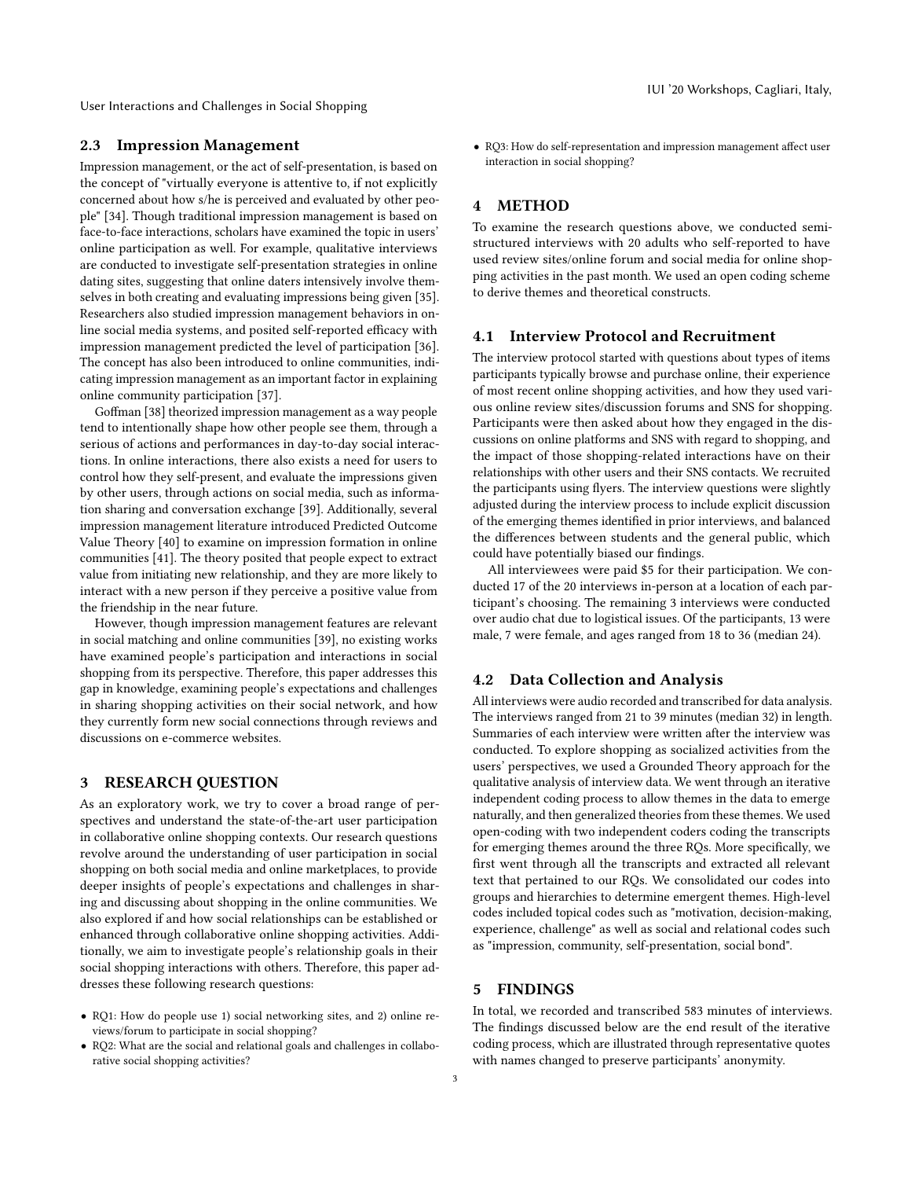### 2.3 Impression Management

Impression management, or the act of self-presentation, is based on the concept of "virtually everyone is attentive to, if not explicitly concerned about how s/he is perceived and evaluated by other people" [34]. Though traditional impression management is based on face-to-face interactions, scholars have examined the topic in users' online participation as well. For example, qualitative interviews are conducted to investigate self-presentation strategies in online dating sites, suggesting that online daters intensively involve themselves in both creating and evaluating impressions being given [35]. Researchers also studied impression management behaviors in online social media systems, and posited self-reported efficacy with impression management predicted the level of participation [36]. The concept has also been introduced to online communities, indicating impression management as an important factor in explaining online community participation [37].

Goffman [38] theorized impression management as a way people tend to intentionally shape how other people see them, through a serious of actions and performances in day-to-day social interactions. In online interactions, there also exists a need for users to control how they self-present, and evaluate the impressions given by other users, through actions on social media, such as information sharing and conversation exchange [39]. Additionally, several impression management literature introduced Predicted Outcome Value Theory [40] to examine on impression formation in online communities [41]. The theory posited that people expect to extract value from initiating new relationship, and they are more likely to interact with a new person if they perceive a positive value from the friendship in the near future.

However, though impression management features are relevant in social matching and online communities [39], no existing works have examined people's participation and interactions in social shopping from its perspective. Therefore, this paper addresses this gap in knowledge, examining people's expectations and challenges in sharing shopping activities on their social network, and how they currently form new social connections through reviews and discussions on e-commerce websites.

## 3 RESEARCH QUESTION

As an exploratory work, we try to cover a broad range of perspectives and understand the state-of-the-art user participation in collaborative online shopping contexts. Our research questions revolve around the understanding of user participation in social shopping on both social media and online marketplaces, to provide deeper insights of people's expectations and challenges in sharing and discussing about shopping in the online communities. We also explored if and how social relationships can be established or enhanced through collaborative online shopping activities. Additionally, we aim to investigate people's relationship goals in their social shopping interactions with others. Therefore, this paper addresses these following research questions:

- RQ1: How do people use 1) social networking sites, and 2) online reviews/forum to participate in social shopping?
- RQ2: What are the social and relational goals and challenges in collaborative social shopping activities?
- RQ3: How do self-representation and impression management affect user interaction in social shopping?

## 4 METHOD

To examine the research questions above, we conducted semi-structured interviews with 20 adults who self-reported to have used review sites/online forum and social media for online shopping activities in the past month. We used an open coding scheme to derive themes and theoretical constructs.

### 4.1 Interview Protocol and Recruitment

The interview protocol started with questions about types of items participants typically browse and purchase online, their experience of most recent online shopping activities, and how they used various online review sites/discussion forums and SNS for shopping. Participants were then asked about how they engaged in the discussions on online platforms and SNS with regard to shopping, and the impact of those shopping-related interactions have on their relationships with other users and their SNS contacts. We recruited the participants using flyers. The interview questions were slightly adjusted during the interview process to include explicit discussion of the emerging themes identified in prior interviews, and balanced the differences between students and the general public, which could have potentially biased our findings.

All interviewees were paid $5 for their participation. We conducted 17 of the 20 interviews in-person at a location of each participant's choosing. The remaining 3 interviews were conducted over audio chat due to logistical issues. Of the participants, 13 were male, 7 were female, and ages ranged from 18 to 36 (median 24).

### 4.2 Data Collection and Analysis

All interviews were audio recorded and transcribed for data analysis. The interviews ranged from 21 to 39 minutes (median 32) in length. Summaries of each interview were written after the interview was conducted. To explore shopping as socialized activities from the users' perspectives, we used a Grounded Theory approach for the qualitative analysis of interview data. We went through an iterative independent coding process to allow themes in the data to emerge naturally, and then generalized theories from these themes. We used open-coding with two independent coders coding the transcripts for emerging themes around the three RQs. More specifically, we first went through all the transcripts and extracted all relevant text that pertained to our RQs. We consolidated our codes into groups and hierarchies to determine emergent themes. High-level codes included topical codes such as "motivation, decision-making, experience, challenge" as well as social and relational codes such as "impression, community, self-presentation, social bond".

## 5 FINDINGS

In total, we recorded and transcribed 583 minutes of interviews. The findings discussed below are the end result of the iterative coding process, which are illustrated through representative quotes with names changed to preserve participants' anonymity.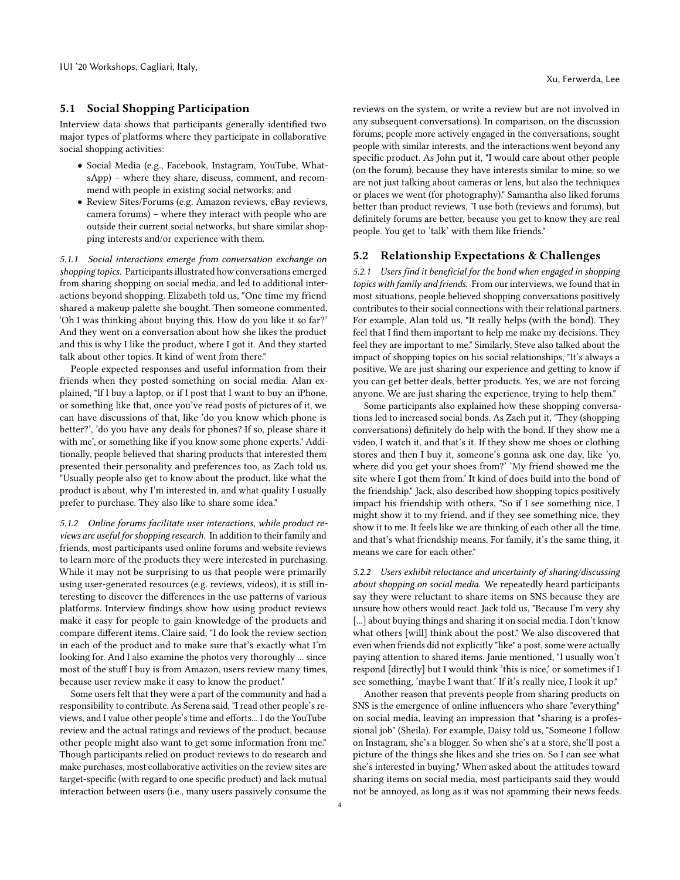## 5.1 Social Shopping Participation

Interview data shows that participants generally identified two major types of platforms where they participate in collaborative social shopping activities:

- Social Media (e.g., Facebook, Instagram, YouTube, WhatsApp) – where they share, discuss, comment, and recommend with people in existing social networks; and
- Review Sites/Forums (e.g. Amazon reviews, eBay reviews, camera forums) – where they interact with people who are outside their current social networks, but share similar shopping interests and/or experience with them.

*5.1.1 Social interactions emerge from conversation exchange on shopping topics.* Participants illustrated how conversations emerged from sharing shopping on social media, and led to additional interactions beyond shopping. Elizabeth told us, "One time my friend shared a makeup palette she bought. Then someone commented, 'Oh I was thinking about buying this. How do you like it so far?' And they went on a conversation about how she likes the product and this is why I like the product, where I got it. And they started talk about other topics. It kind of went from there."

People expected responses and useful information from their friends when they posted something on social media. Alan explained, "If I buy a laptop, or if I post that I want to buy an iPhone, or something like that, once you've read posts of pictures of it, we can have discussions of that, like 'do you know which phone is better?', 'do you have any deals for phones? If so, please share it with me', or something like if you know some phone experts." Additionally, people believed that sharing products that interested them presented their personality and preferences too, as Zach told us, "Usually people also get to know about the product, like what the product is about, why I'm interested in, and what quality I usually prefer to purchase. They also like to share some idea."

*5.1.2 Online forums facilitate user interactions, while product reviews are useful for shopping research.* In addition to their family and friends, most participants used online forums and website reviews to learn more of the products they were interested in purchasing. While it may not be surprising to us that people were primarily using user-generated resources (e.g. reviews, videos), it is still interesting to discover the differences in the use patterns of various platforms. Interview findings show how using product reviews make it easy for people to gain knowledge of the products and compare different items. Claire said, "I do look the review section in each of the product and to make sure that's exactly what I'm looking for. And I also examine the photos very thoroughly ... since most of the stuff I buy is from Amazon, users review many times, because user review make it easy to know the product."

Some users felt that they were a part of the community and had a responsibility to contribute. As Serena said, "I read other people's reviews, and I value other people's time and efforts... I do the YouTube review and the actual ratings and reviews of the product, because other people might also want to get some information from me." Though participants relied on product reviews to do research and make purchases, most collaborative activities on the review sites are target-specific (with regard to one specific product) and lack mutual interaction between users (i.e., many users passively consume the reviews on the system, or write a review but are not involved in any subsequent conversations). In comparison, on the discussion forums, people more actively engaged in the conversations, sought people with similar interests, and the interactions went beyond any specific product. As John put it, "I would care about other people (on the forum), because they have interests similar to mine, so we are not just talking about cameras or lens, but also the techniques or places we went (for photography)." Samantha also liked forums better than product reviews, "I use both (reviews and forums), but definitely forums are better, because you get to know they are real people. You get to 'talk' with them like friends."

## 5.2 Relationship Expectations & Challenges

*5.2.1 Users find it beneficial for the bond when engaged in shopping topics with family and friends.* From our interviews, we found that in most situations, people believed shopping conversations positively contributes to their social connections with their relational partners. For example, Alan told us, "It really helps (with the bond). They feel that I find them important to help me make my decisions. They feel they are important to me." Similarly, Steve also talked about the impact of shopping topics on his social relationships, "It's always a positive. We are just sharing our experience and getting to know if you can get better deals, better products. Yes, we are not forcing anyone. We are just sharing the experience, trying to help them."

Some participants also explained how these shopping conversations led to increased social bonds. As Zach put it, "They (shopping conversations) definitely do help with the bond. If they show me a video, I watch it, and that's it. If they show me shoes or clothing stores and then I buy it, someone's gonna ask one day, like 'yo, where did you get your shoes from?' 'My friend showed me the site where I got them from.' It kind of does build into the bond of the friendship." Jack, also described how shopping topics positively impact his friendship with others, "So if I see something nice, I might show it to my friend, and if they see something nice, they show it to me. It feels like we are thinking of each other all the time, and that's what friendship means. For family, it's the same thing, it means we care for each other."

*5.2.2 Users exhibit reluctance and uncertainty of sharing/discussing about shopping on social media.* We repeatedly heard participants say they were reluctant to share items on SNS because they are unsure how others would react. Jack told us, "Because I'm very shy [...] about buying things and sharing it on social media. I don't know what others [will] think about the post." We also discovered that even when friends did not explicitly "like" a post, some were actually paying attention to shared items. Janie mentioned, "I usually won't respond [directly] but I would think 'this is nice,' or sometimes if I see something, 'maybe I want that.' If it's really nice, I look it up."

Another reason that prevents people from sharing products on SNS is the emergence of online influencers who share "everything" on social media, leaving an impression that "sharing is a professional job" (Sheila). For example, Daisy told us, "Someone I follow on Instagram, she's a blogger. So when she's at a store, she'll post a picture of the things she likes and she tries on. So I can see what she's interested in buying." When asked about the attitudes toward sharing items on social media, most participants said they would not be annoyed, as long as it was not spamming their news feeds.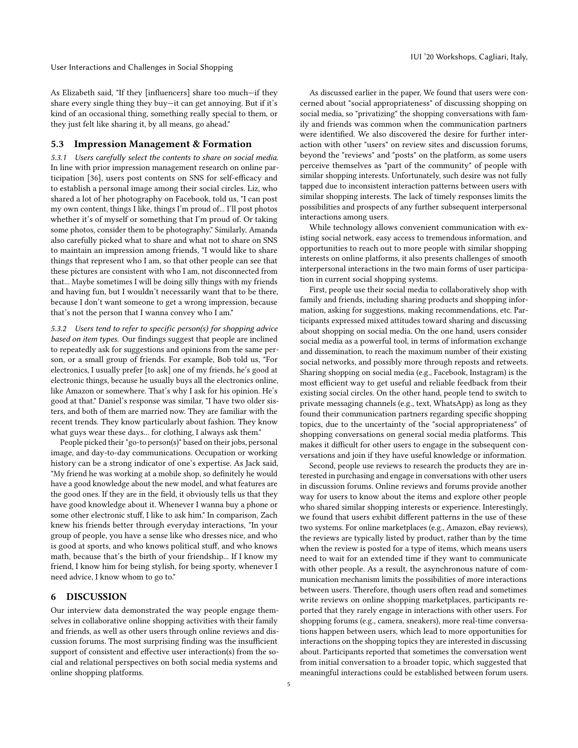As Elizabeth said, "If they [influencers] share too much—if they share every single thing they buy—it can get annoying. But if it's kind of an occasional thing, something really special to them, or they just felt like sharing it, by all means, go ahead."

### 5.3 Impression Management & Formation

*5.3.1 Users carefully select the contents to share on social media.* In line with prior impression management research on online participation [36], users post contents on SNS for self-efficacy and to establish a personal image among their social circles. Liz, who shared a lot of her photography on Facebook, told us, "I can post my own content, things I like, things I'm proud of... I'll post photos whether it's of myself or something that I'm proud of. Or taking some photos, consider them to be photography." Similarly, Amanda also carefully picked what to share and what not to share on SNS to maintain an impression among friends, "I would like to share things that represent who I am, so that other people can see that these pictures are consistent with who I am, not disconnected from that... Maybe sometimes I will be doing silly things with my friends and having fun, but I wouldn't necessarily want that to be there, because I don't want someone to get a wrong impression, because that's not the person that I wanna convey who I am."

*5.3.2 Users tend to refer to specific person(s) for shopping advice based on item types.* Our findings suggest that people are inclined to repeatedly ask for suggestions and opinions from the same person, or a small group of friends. For example, Bob told us, "For electronics, I usually prefer [to ask] one of my friends, he's good at electronic things, because he usually buys all the electronics online, like Amazon or somewhere. That's why I ask for his opinion. He's good at that." Daniel's response was similar, "I have two older sisters, and both of them are married now. They are familiar with the recent trends. They know particularly about fashion. They know what guys wear these days... for clothing, I always ask them."

People picked their "go-to person(s)" based on their jobs, personal image, and day-to-day communications. Occupation or working history can be a strong indicator of one's expertise. As Jack said, "My friend he was working at a mobile shop, so definitely he would have a good knowledge about the new model, and what features are the good ones. If they are in the field, it obviously tells us that they have good knowledge about it. Whenever I wanna buy a phone or some other electronic stuff, I like to ask him." In comparison, Zach knew his friends better through everyday interactions, "In your group of people, you have a sense like who dresses nice, and who is good at sports, and who knows political stuff, and who knows math, because that's the birth of your friendship... If I know my friend, I know him for being stylish, for being sporty, whenever I need advice, I know whom to go to."

## 6 DISCUSSION

Our interview data demonstrated the way people engage themselves in collaborative online shopping activities with their family and friends, as well as other users through online reviews and discussion forums. The most surprising finding was the insufficient support of consistent and effective user interaction(s) from the social and relational perspectives on both social media systems and online shopping platforms.

As discussed earlier in the paper, We found that users were concerned about "social appropriateness" of discussing shopping on social media, so "privatizing" the shopping conversations with family and friends was common when the communication partners were identified. We also discovered the desire for further interaction with other "users" on review sites and discussion forums, beyond the "reviews" and "posts" on the platform, as some users perceive themselves as "part of the community" of people with similar shopping interests. Unfortunately, such desire was not fully tapped due to inconsistent interaction patterns between users with similar shopping interests. The lack of timely responses limits the possibilities and prospects of any further subsequent interpersonal interactions among users.

While technology allows convenient communication with existing social network, easy access to tremendous information, and opportunities to reach out to more people with similar shopping interests on online platforms, it also presents challenges of smooth interpersonal interactions in the two main forms of user participation in current social shopping systems.

First, people use their social media to collaboratively shop with family and friends, including sharing products and shopping information, asking for suggestions, making recommendations, etc. Participants expressed mixed attitudes toward sharing and discussing about shopping on social media. On the one hand, users consider social media as a powerful tool, in terms of information exchange and dissemination, to reach the maximum number of their existing social networks, and possibly more through reposts and retweets. Sharing shopping on social media (e.g., Facebook, Instagram) is the most efficient way to get useful and reliable feedback from their existing social circles. On the other hand, people tend to switch to private messaging channels (e.g., text, WhatsApp) as long as they found their communication partners regarding specific shopping topics, due to the uncertainty of the "social appropriateness" of shopping conversations on general social media platforms. This makes it difficult for other users to engage in the subsequent conversations and join if they have useful knowledge or information.

Second, people use reviews to research the products they are interested in purchasing and engage in conversations with other users in discussion forums. Online reviews and forums provide another way for users to know about the items and explore other people who shared similar shopping interests or experience. Interestingly, we found that users exhibit different patterns in the use of these two systems. For online marketplaces (e.g., Amazon, eBay reviews), the reviews are typically listed by product, rather than by the time when the review is posted for a type of items, which means users need to wait for an extended time if they want to communicate with other people. As a result, the asynchronous nature of communication mechanism limits the possibilities of more interactions between users. Therefore, though users often read and sometimes write reviews on online shopping marketplaces, participants reported that they rarely engage in interactions with other users. For shopping forums (e.g., camera, sneakers), more real-time conversations happen between users, which lead to more opportunities for interactions on the shopping topics they are interested in discussing about. Participants reported that sometimes the conversation went from initial conversation to a broader topic, which suggested that meaningful interactions could be established between forum users.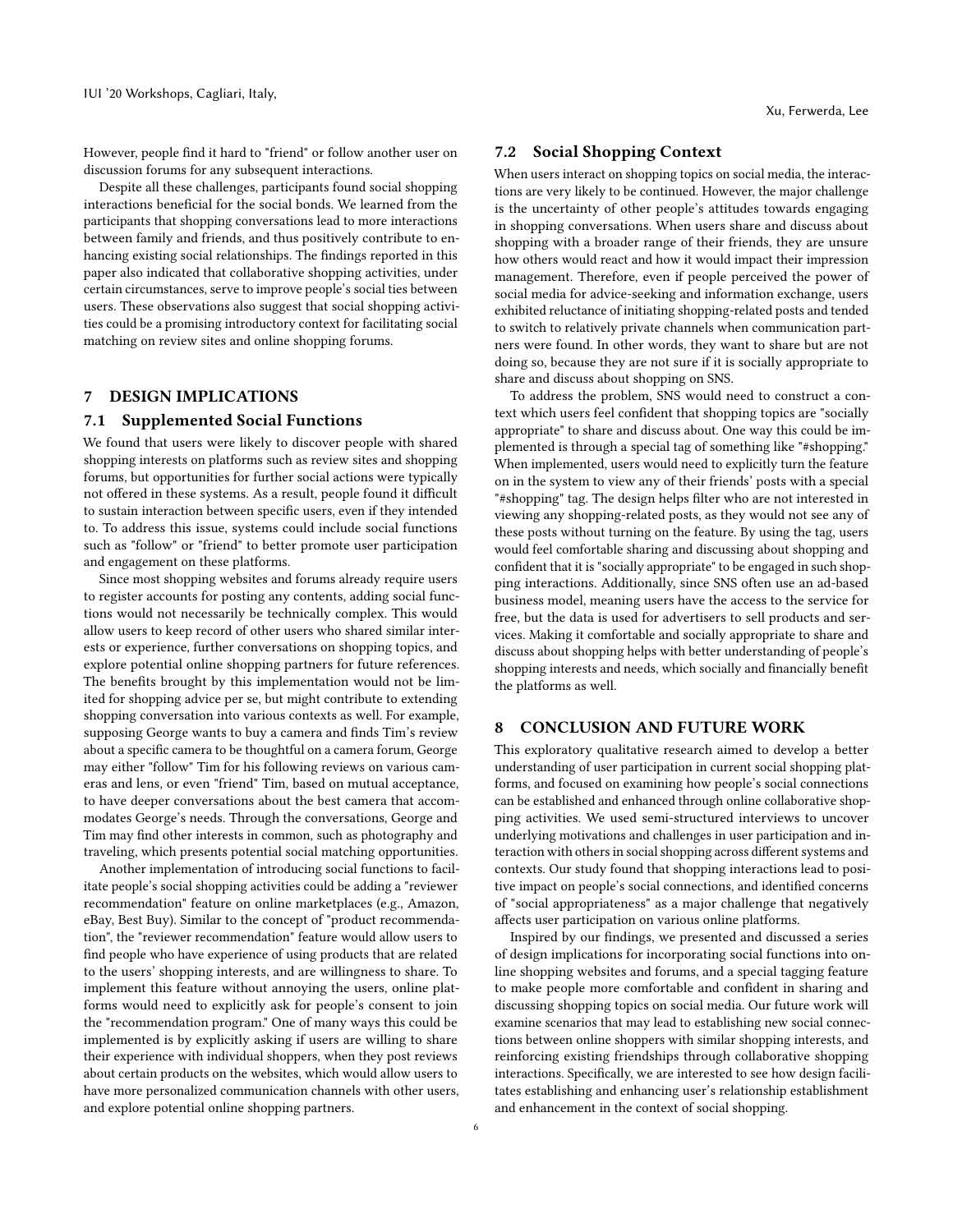However, people find it hard to "friend" or follow another user on discussion forums for any subsequent interactions.

Despite all these challenges, participants found social shopping interactions beneficial for the social bonds. We learned from the participants that shopping conversations lead to more interactions between family and friends, and thus positively contribute to enhancing existing social relationships. The findings reported in this paper also indicated that collaborative shopping activities, under certain circumstances, serve to improve people's social ties between users. These observations also suggest that social shopping activities could be a promising introductory context for facilitating social matching on review sites and online shopping forums.

## 7 DESIGN IMPLICATIONS

### 7.1 Supplemented Social Functions

We found that users were likely to discover people with shared shopping interests on platforms such as review sites and shopping forums, but opportunities for further social actions were typically not offered in these systems. As a result, people found it difficult to sustain interaction between specific users, even if they intended to. To address this issue, systems could include social functions such as "follow" or "friend" to better promote user participation and engagement on these platforms.

Since most shopping websites and forums already require users to register accounts for posting any contents, adding social functions would not necessarily be technically complex. This would allow users to keep record of other users who shared similar interests or experience, further conversations on shopping topics, and explore potential online shopping partners for future references. The benefits brought by this implementation would not be limited for shopping advice per se, but might contribute to extending shopping conversation into various contexts as well. For example, supposing George wants to buy a camera and finds Tim's review about a specific camera to be thoughtful on a camera forum, George may either "follow" Tim for his following reviews on various cameras and lens, or even "friend" Tim, based on mutual acceptance, to have deeper conversations about the best camera that accommodates George's needs. Through the conversations, George and Tim may find other interests in common, such as photography and traveling, which presents potential social matching opportunities.

Another implementation of introducing social functions to facilitate people's social shopping activities could be adding a "reviewer recommendation" feature on online marketplaces (e.g., Amazon, eBay, Best Buy). Similar to the concept of "product recommendation", the "reviewer recommendation" feature would allow users to find people who have experience of using products that are related to the users' shopping interests, and are willingness to share. To implement this feature without annoying the users, online platforms would need to explicitly ask for people's consent to join the "recommendation program." One of many ways this could be implemented is by explicitly asking if users are willing to share their experience with individual shoppers, when they post reviews about certain products on the websites, which would allow users to have more personalized communication channels with other users, and explore potential online shopping partners.

### 7.2 Social Shopping Context

When users interact on shopping topics on social media, the interactions are very likely to be continued. However, the major challenge is the uncertainty of other people's attitudes towards engaging in shopping conversations. When users share and discuss about shopping with a broader range of their friends, they are unsure how others would react and how it would impact their impression management. Therefore, even if people perceived the power of social media for advice-seeking and information exchange, users exhibited reluctance of initiating shopping-related posts and tended to switch to relatively private channels when communication partners were found. In other words, they want to share but are not doing so, because they are not sure if it is socially appropriate to share and discuss about shopping on SNS.

To address the problem, SNS would need to construct a context which users feel confident that shopping topics are "socially appropriate" to share and discuss about. One way this could be implemented is through a special tag of something like "#shopping." When implemented, users would need to explicitly turn the feature on in the system to view any of their friends' posts with a special "#shopping" tag. The design helps filter who are not interested in viewing any shopping-related posts, as they would not see any of these posts without turning on the feature. By using the tag, users would feel comfortable sharing and discussing about shopping and confident that it is "socially appropriate" to be engaged in such shopping interactions. Additionally, since SNS often use an ad-based business model, meaning users have the access to the service for free, but the data is used for advertisers to sell products and services. Making it comfortable and socially appropriate to share and discuss about shopping helps with better understanding of people's shopping interests and needs, which socially and financially benefit the platforms as well.

## 8 CONCLUSION AND FUTURE WORK

This exploratory qualitative research aimed to develop a better understanding of user participation in current social shopping platforms, and focused on examining how people's social connections can be established and enhanced through online collaborative shopping activities. We used semi-structured interviews to uncover underlying motivations and challenges in user participation and interaction with others in social shopping across different systems and contexts. Our study found that shopping interactions lead to positive impact on people's social connections, and identified concerns of "social appropriateness" as a major challenge that negatively affects user participation on various online platforms.

Inspired by our findings, we presented and discussed a series of design implications for incorporating social functions into online shopping websites and forums, and a special tagging feature to make people more comfortable and confident in sharing and discussing shopping topics on social media. Our future work will examine scenarios that may lead to establishing new social connections between online shoppers with similar shopping interests, and reinforcing existing friendships through collaborative shopping interactions. Specifically, we are interested to see how design facilitates establishing and enhancing user's relationship establishment and enhancement in the context of social shopping.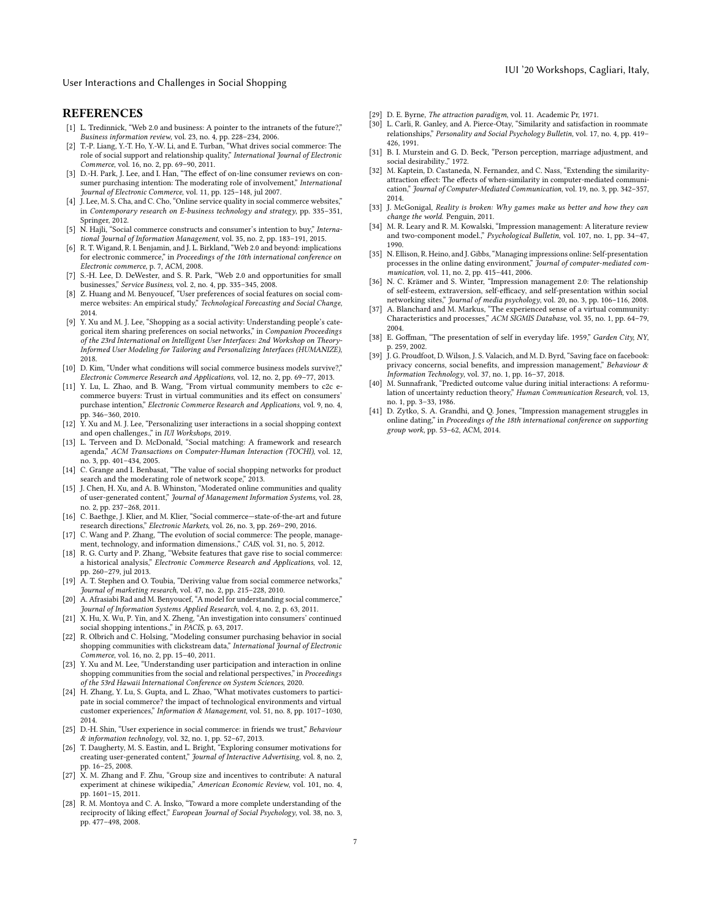## REFERENCES

[1] L. Tredinnick, "Web 2.0 and business: A pointer to the intranets of the future?," *Business information review*, vol. 23, no. 4, pp. 228–234, 2006.

[2] T.-P. Liang, Y.-T. Ho, Y.-W. Li, and E. Turban, "What drives social commerce: The role of social support and relationship quality," *International Journal of Electronic Commerce*, vol. 16, no. 2, pp. 69–90, 2011.

[3] D.-H. Park, J. Lee, and I. Han, "The effect of on-line consumer reviews on consumer purchasing intention: The moderating role of involvement," *International Journal of Electronic Commerce*, vol. 11, pp. 125–148, jul 2007.

[4] J. Lee, M. S. Cha, and C. Cho, "Online service quality in social commerce websites," in *Contemporary research on E-business technology and strategy*, pp. 335–351, Springer, 2012.

[5] N. Hajli, "Social commerce constructs and consumer's intention to buy," *International Journal of Information Management*, vol. 35, no. 2, pp. 183–191, 2015.

[6] R. T. Wigand, R. I. Benjamin, and J. L. Birkland, "Web 2.0 and beyond: implications for electronic commerce," in *Proceedings of the 10th international conference on Electronic commerce*, p. 7, ACM, 2008.

[7] S.-H. Lee, D. DeWester, and S. R. Park, "Web 2.0 and opportunities for small businesses," *Service Business*, vol. 2, no. 4, pp. 335–345, 2008.

[8] Z. Huang and M. Benyoucef, "User preferences of social features on social commerce websites: An empirical study," *Technological Forecasting and Social Change*, 2014.

[9] Y. Xu and M. J. Lee, "Shopping as a social activity: Understanding people's categorical item sharing preferences on social networks," in *Companion Proceedings of the 23rd International on Intelligent User Interfaces: 2nd Workshop on Theory-Informed User Modeling for Tailoring and Personalizing Interfaces (HUMANIZE)*, 2018.

[10] D. Kim, "Under what conditions will social commerce business models survive?," *Electronic Commerce Research and Applications*, vol. 12, no. 2, pp. 69–77, 2013.

[11] Y. Lu, L. Zhao, and B. Wang, "From virtual community members to c2c e-commerce buyers: Trust in virtual communities and its effect on consumers' purchase intention," *Electronic Commerce Research and Applications*, vol. 9, no. 4, pp. 346–360, 2010.

[12] Y. Xu and M. J. Lee, "Personalizing user interactions in a social shopping context and open challenges.," in *IUI Workshops*, 2019.

[13] L. Terveen and D. McDonald, "Social matching: A framework and research agenda," *ACM Transactions on Computer-Human Interaction (TOCHI)*, vol. 12, no. 3, pp. 401–434, 2005.

[14] C. Grange and I. Benbasat, "The value of social shopping networks for product search and the moderating role of network scope," 2013.

[15] J. Chen, H. Xu, and A. B. Whinston, "Moderated online communities and quality of user-generated content," *Journal of Management Information Systems*, vol. 28, no. 2, pp. 237–268, 2011.

[16] C. Baethge, J. Klier, and M. Klier, "Social commerce—state-of-the-art and future research directions," *Electronic Markets*, vol. 26, no. 3, pp. 269–290, 2016.

[17] C. Wang and P. Zhang, "The evolution of social commerce: The people, management, technology, and information dimensions.," *CAIS*, vol. 31, no. 5, 2012.

[18] R. G. Curty and P. Zhang, "Website features that gave rise to social commerce: a historical analysis," *Electronic Commerce Research and Applications*, vol. 12, pp. 260–279, jul 2013.

[19] A. T. Stephen and O. Toubia, "Deriving value from social commerce networks," *Journal of marketing research*, vol. 47, no. 2, pp. 215–228, 2010.

[20] A. Afrasiabi Rad and M. Benyoucef, "A model for understanding social commerce," *Journal of Information Systems Applied Research*, vol. 4, no. 2, p. 63, 2011.

[21] X. Hu, X. Wu, P. Yin, and X. Zheng, "An investigation into consumers' continued social shopping intentions.," in *PACIS*, p. 63, 2017.

[22] R. Olbrich and C. Holsing, "Modeling consumer purchasing behavior in social shopping communities with clickstream data," *International Journal of Electronic Commerce*, vol. 16, no. 2, pp. 15–40, 2011.

[23] Y. Xu and M. Lee, "Understanding user participation and interaction in online shopping communities from the social and relational perspectives," in *Proceedings of the 53rd Hawaii International Conference on System Sciences*, 2020.

[24] H. Zhang, Y. Lu, S. Gupta, and L. Zhao, "What motivates customers to participate in social commerce? the impact of technological environments and virtual customer experiences," *Information & Management*, vol. 51, no. 8, pp. 1017–1030, 2014.

[25] D.-H. Shin, "User experience in social commerce: in friends we trust," *Behaviour & information technology*, vol. 32, no. 1, pp. 52–67, 2013.

[26] T. Daugherty, M. S. Eastin, and L. Bright, "Exploring consumer motivations for creating user-generated content," *Journal of Interactive Advertising*, vol. 8, no. 2, pp. 16–25, 2008.

[27] X. M. Zhang and F. Zhu, "Group size and incentives to contribute: A natural experiment at chinese wikipedia," *American Economic Review*, vol. 101, no. 4, pp. 1601–15, 2011.

[28] R. M. Montoya and C. A. Insko, "Toward a more complete understanding of the reciprocity of liking effect," *European Journal of Social Psychology*, vol. 38, no. 3, pp. 477–498, 2008.

[29] D. E. Byrne, *The attraction paradigm*, vol. 11. Academic Pr, 1971.

[30] L. Carli, R. Ganley, and A. Pierce-Otay, "Similarity and satisfaction in roommate relationships," *Personality and Social Psychology Bulletin*, vol. 17, no. 4, pp. 419–426, 1991.

[31] B. I. Murstein and G. D. Beck, "Person perception, marriage adjustment, and social desirability.," 1972.

[32] M. Kaptein, D. Castaneda, N. Fernandez, and C. Nass, "Extending the similarity-attraction effect: The effects of when-similarity in computer-mediated communication," *Journal of Computer-Mediated Communication*, vol. 19, no. 3, pp. 342–357, 2014.

[33] J. McGonigal, *Reality is broken: Why games make us better and how they can change the world*. Penguin, 2011.

[34] M. R. Leary and R. M. Kowalski, "Impression management: A literature review and two-component model.," *Psychological Bulletin*, vol. 107, no. 1, pp. 34–47, 1990.

[35] N. Ellison, R. Heino, and J. Gibbs, "Managing impressions online: Self-presentation processes in the online dating environment," *Journal of computer-mediated communication*, vol. 11, no. 2, pp. 415–441, 2006.

[36] N. C. Krämer and S. Winter, "Impression management 2.0: The relationship of self-esteem, extraversion, self-efficacy, and self-presentation within social networking sites," *Journal of media psychology*, vol. 20, no. 3, pp. 106–116, 2008.

[37] A. Blanchard and M. Markus, "The experienced sense of a virtual community: Characteristics and processes," *ACM SIGMIS Database*, vol. 35, no. 1, pp. 64–79, 2004.

[38] E. Goffman, "The presentation of self in everyday life. 1959," *Garden City, NY*, p. 259, 2002.

[39] J. G. Proudfoot, D. Wilson, J. S. Valacich, and M. D. Byrd, "Saving face on facebook: privacy concerns, social benefits, and impression management," *Behaviour & Information Technology*, vol. 37, no. 1, pp. 16–37, 2018.

[40] M. Sunnafrank, "Predicted outcome value during initial interactions: A reformulation of uncertainty reduction theory," *Human Communication Research*, vol. 13, no. 1, pp. 3–33, 1986.

[41] D. Zytko, S. A. Grandhi, and Q. Jones, "Impression management struggles in online dating," in *Proceedings of the 18th international conference on supporting group work*, pp. 53–62, ACM, 2014.